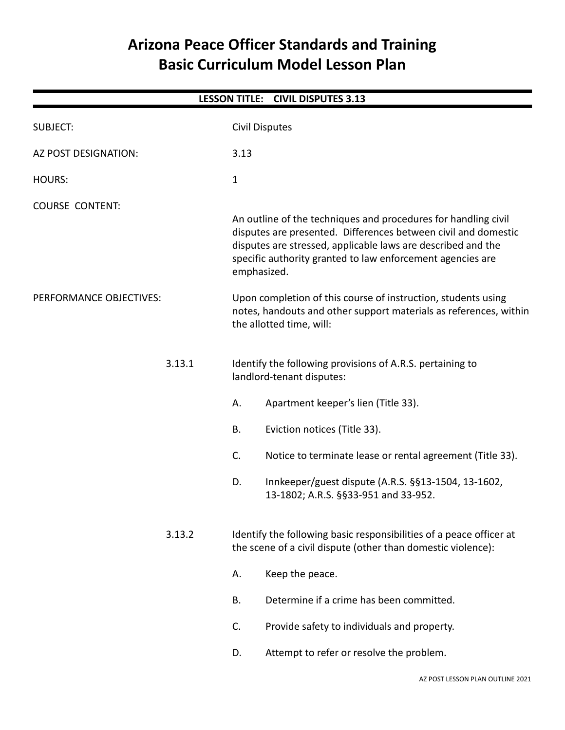# Arizona Peace Officer Standards and Training Basic Curriculum Model Lesson Plan

## LESSON TITLE: CIVIL DISPUTES 3.13

SUBJECT: Civil Disputes

AZ POST DESIGNATION: 3.13

HOURS: 1

COURSE CONTENT:

An outline of the techniques and procedures for handling civil disputes are presented. Differences between civil and domestic disputes are stressed, applicable laws are described and the specific authority granted to law enforcement agencies are emphasized.

PERFORMANCE OBJECTIVES:

Upon completion of this course of instruction, students using notes, handouts and other support materials as references, within the allotted time, will:

3.13.1 Identify the following provisions of A.R.S. pertaining to landlord-tenant disputes:

- A. Apartment keeper's lien (Title 33).
- B. Eviction notices (Title 33).
- C. Notice to terminate lease or rental agreement (Title 33).
- D. Innkeeper/guest dispute (A.R.S. §§13-1504, 13-1602, 13-1802; A.R.S. §§33-951 and 33-952.

3.13.2 Identify the following basic responsibilities of a peace officer at the scene of a civil dispute (other than domestic violence):

- A. Keep the peace.
- B. Determine if a crime has been committed.
- C. Provide safety to individuals and property.
- D. Attempt to refer or resolve the problem.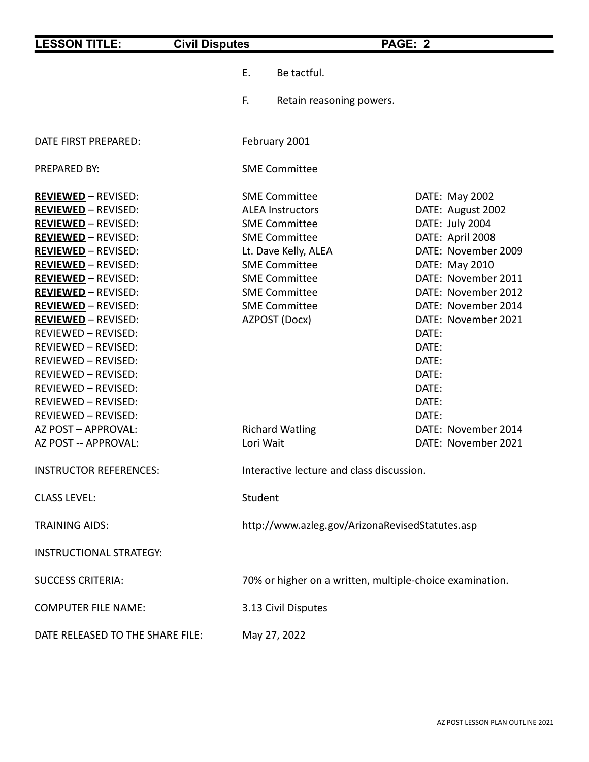E. Be tactful.

F. Retain reasoning powers.

| | | |
|---|---|---|
| DATE FIRST PREPARED: | February 2001 | |
| PREPARED BY: | SME Committee | |
| **REVIEWED** – REVISED: | SME Committee | DATE: May 2002 |
| **REVIEWED** – REVISED: | ALEA Instructors | DATE: August 2002 |
| **REVIEWED** – REVISED: | SME Committee | DATE: July 2004 |
| **REVIEWED** – REVISED: | SME Committee | DATE: April 2008 |
| **REVIEWED** – REVISED: | Lt. Dave Kelly, ALEA | DATE: November 2009 |
| **REVIEWED** – REVISED: | SME Committee | DATE: May 2010 |
| **REVIEWED** – REVISED: | SME Committee | DATE: November 2011 |
| **REVIEWED** – REVISED: | SME Committee | DATE: November 2012 |
| **REVIEWED** – REVISED: | SME Committee | DATE: November 2014 |
| **REVIEWED** – REVISED: | AZPOST (Docx) | DATE: November 2021 |
| REVIEWED – REVISED: | | DATE: |
| REVIEWED – REVISED: | | DATE: |
| REVIEWED – REVISED: | | DATE: |
| REVIEWED – REVISED: | | DATE: |
| REVIEWED – REVISED: | | DATE: |
| REVIEWED – REVISED: | | DATE: |
| REVIEWED – REVISED: | | DATE: |
| AZ POST – APPROVAL: | Richard Watling | DATE: November 2014 |
| AZ POST -- APPROVAL: | Lori Wait | DATE: November 2021 |
| INSTRUCTOR REFERENCES: | Interactive lecture and class discussion. | |
| CLASS LEVEL: | Student | |
| TRAINING AIDS: | http://www.azleg.gov/ArizonaRevisedStatutes.asp | |
| INSTRUCTIONAL STRATEGY: | | |
| SUCCESS CRITERIA: | 70% or higher on a written, multiple-choice examination. | |
| COMPUTER FILE NAME: | 3.13 Civil Disputes | |
| DATE RELEASED TO THE SHARE FILE: | May 27, 2022 | |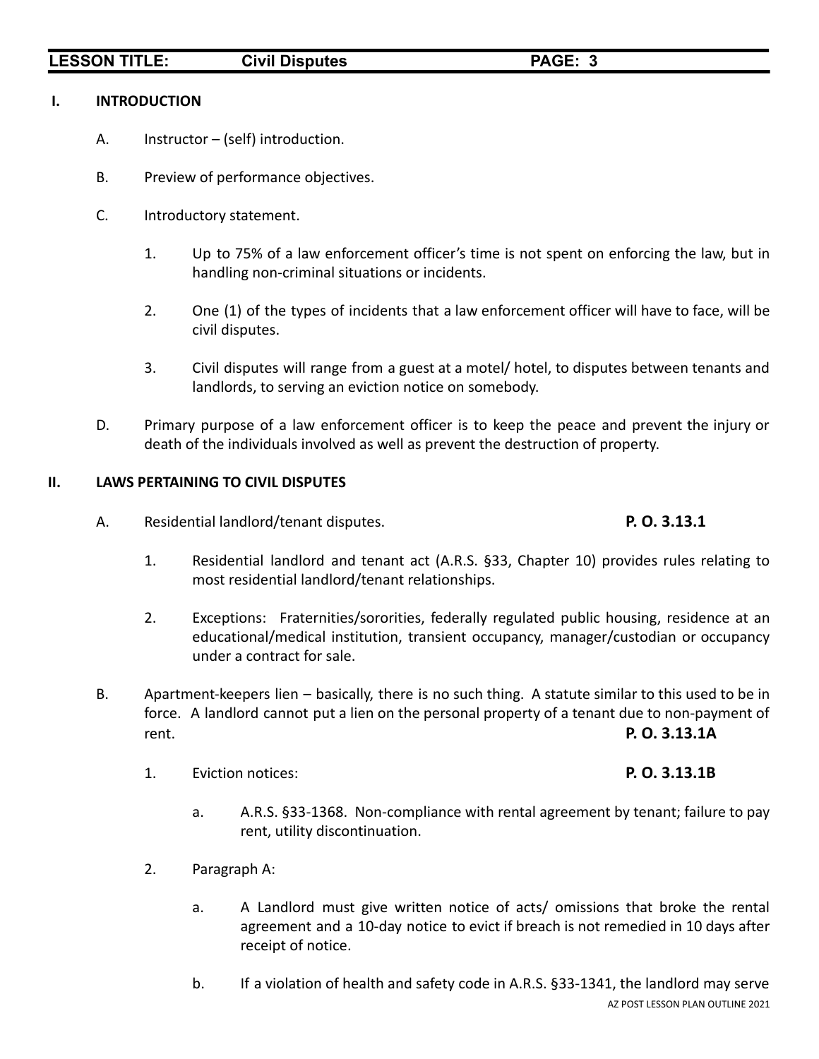## I. INTRODUCTION

A. Instructor – (self) introduction.

B. Preview of performance objectives.

C. Introductory statement.

1. Up to 75% of a law enforcement officer's time is not spent on enforcing the law, but in handling non-criminal situations or incidents.

2. One (1) of the types of incidents that a law enforcement officer will have to face, will be civil disputes.

3. Civil disputes will range from a guest at a motel/ hotel, to disputes between tenants and landlords, to serving an eviction notice on somebody.

D. Primary purpose of a law enforcement officer is to keep the peace and prevent the injury or death of the individuals involved as well as prevent the destruction of property.

## II. LAWS PERTAINING TO CIVIL DISPUTES

A. Residential landlord/tenant disputes. **P. O. 3.13.1**

1. Residential landlord and tenant act (A.R.S. §33, Chapter 10) provides rules relating to most residential landlord/tenant relationships.

2. Exceptions: Fraternities/sororities, federally regulated public housing, residence at an educational/medical institution, transient occupancy, manager/custodian or occupancy under a contract for sale.

B. Apartment-keepers lien – basically, there is no such thing. A statute similar to this used to be in force. A landlord cannot put a lien on the personal property of a tenant due to non-payment of rent. **P. O. 3.13.1A**

1. Eviction notices: **P. O. 3.13.1B**

a. A.R.S. §33-1368. Non-compliance with rental agreement by tenant; failure to pay rent, utility discontinuation.

2. Paragraph A:

a. A Landlord must give written notice of acts/ omissions that broke the rental agreement and a 10-day notice to evict if breach is not remedied in 10 days after receipt of notice.

b. If a violation of health and safety code in A.R.S. §33-1341, the landlord may serve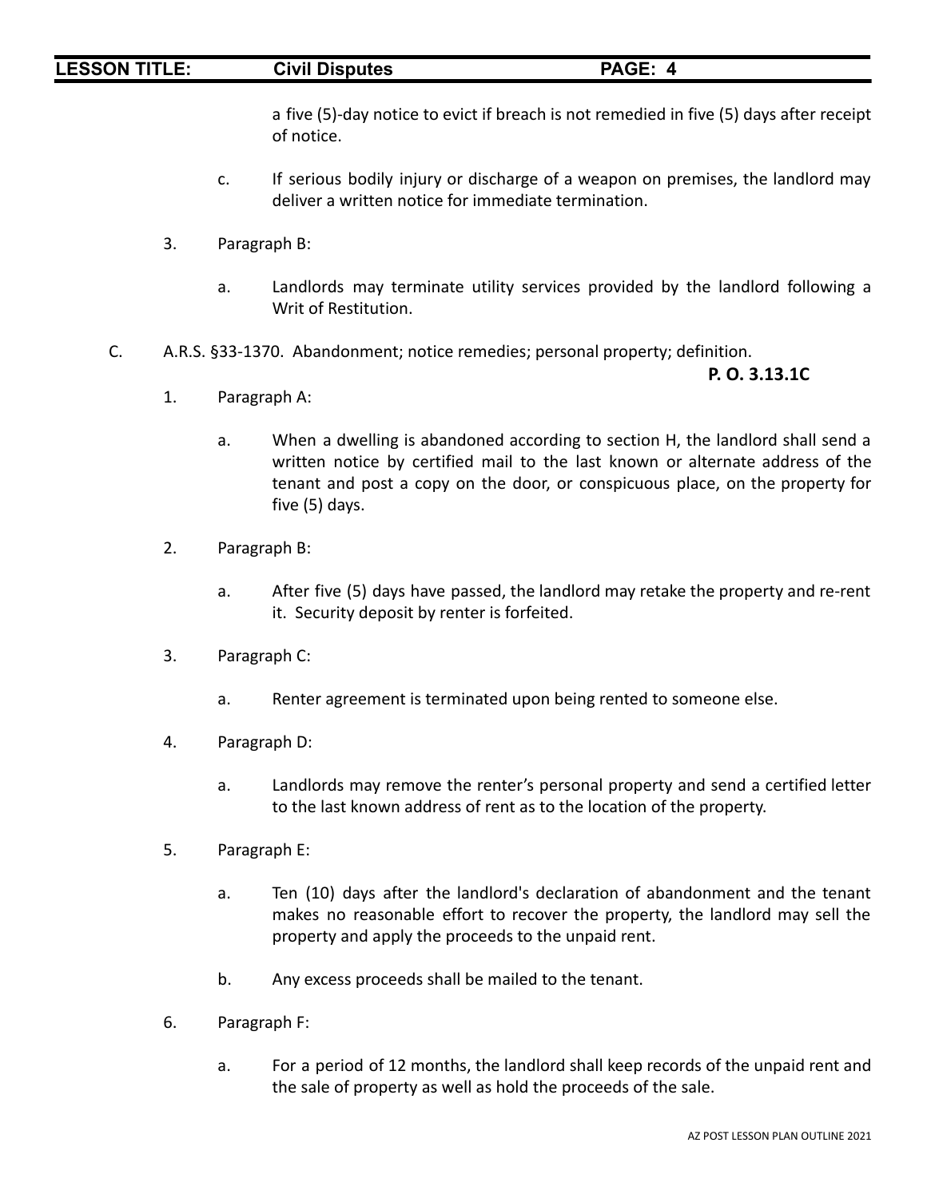a five (5)-day notice to evict if breach is not remedied in five (5) days after receipt of notice.

c. If serious bodily injury or discharge of a weapon on premises, the landlord may deliver a written notice for immediate termination.

3. Paragraph B:

a. Landlords may terminate utility services provided by the landlord following a Writ of Restitution.

C. A.R.S. §33-1370. Abandonment; notice remedies; personal property; definition.

**P. O. 3.13.1C**

1. Paragraph A:

a. When a dwelling is abandoned according to section H, the landlord shall send a written notice by certified mail to the last known or alternate address of the tenant and post a copy on the door, or conspicuous place, on the property for five (5) days.

2. Paragraph B:

a. After five (5) days have passed, the landlord may retake the property and re-rent it. Security deposit by renter is forfeited.

3. Paragraph C:

a. Renter agreement is terminated upon being rented to someone else.

4. Paragraph D:

a. Landlords may remove the renter's personal property and send a certified letter to the last known address of rent as to the location of the property.

5. Paragraph E:

a. Ten (10) days after the landlord's declaration of abandonment and the tenant makes no reasonable effort to recover the property, the landlord may sell the property and apply the proceeds to the unpaid rent.

b. Any excess proceeds shall be mailed to the tenant.

6. Paragraph F:

a. For a period of 12 months, the landlord shall keep records of the unpaid rent and the sale of property as well as hold the proceeds of the sale.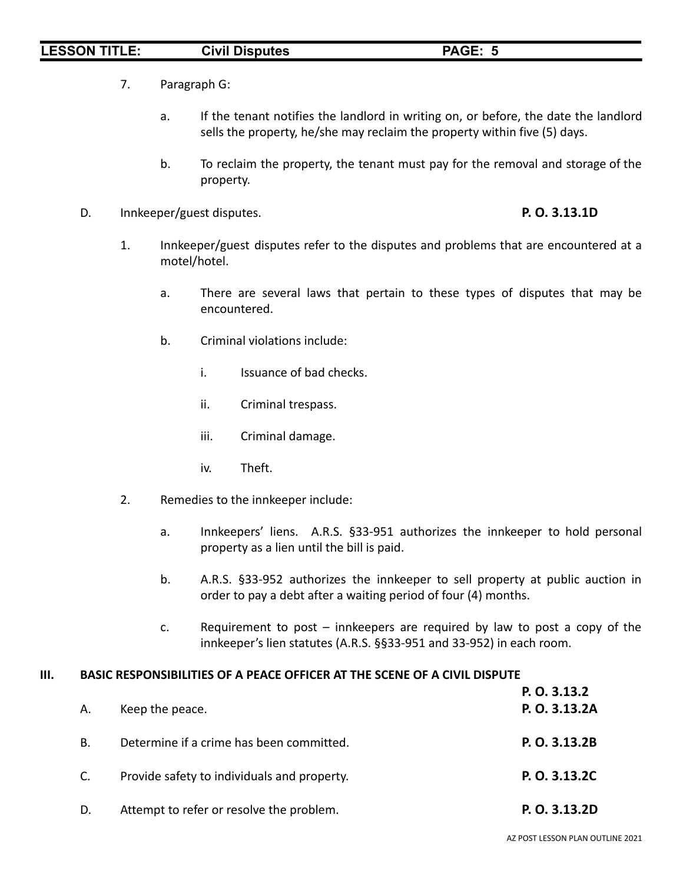7. Paragraph G:

   a. If the tenant notifies the landlord in writing on, or before, the date the landlord sells the property, he/she may reclaim the property within five (5) days.

   b. To reclaim the property, the tenant must pay for the removal and storage of the property.

D. Innkeeper/guest disputes. **P. O. 3.13.1D**

   1. Innkeeper/guest disputes refer to the disputes and problems that are encountered at a motel/hotel.

      a. There are several laws that pertain to these types of disputes that may be encountered.

      b. Criminal violations include:

         i. Issuance of bad checks.

         ii. Criminal trespass.

         iii. Criminal damage.

         iv. Theft.

   2. Remedies to the innkeeper include:

      a. Innkeepers' liens. A.R.S. §33-951 authorizes the innkeeper to hold personal property as a lien until the bill is paid.

      b. A.R.S. §33-952 authorizes the innkeeper to sell property at public auction in order to pay a debt after a waiting period of four (4) months.

      c. Requirement to post – innkeepers are required by law to post a copy of the innkeeper's lien statutes (A.R.S. §§33-951 and 33-952) in each room.

## III. BASIC RESPONSIBILITIES OF A PEACE OFFICER AT THE SCENE OF A CIVIL DISPUTE **P. O. 3.13.2**

A. Keep the peace. **P. O. 3.13.2A**

B. Determine if a crime has been committed. **P. O. 3.13.2B**

C. Provide safety to individuals and property. **P. O. 3.13.2C**

D. Attempt to refer or resolve the problem. **P. O. 3.13.2D**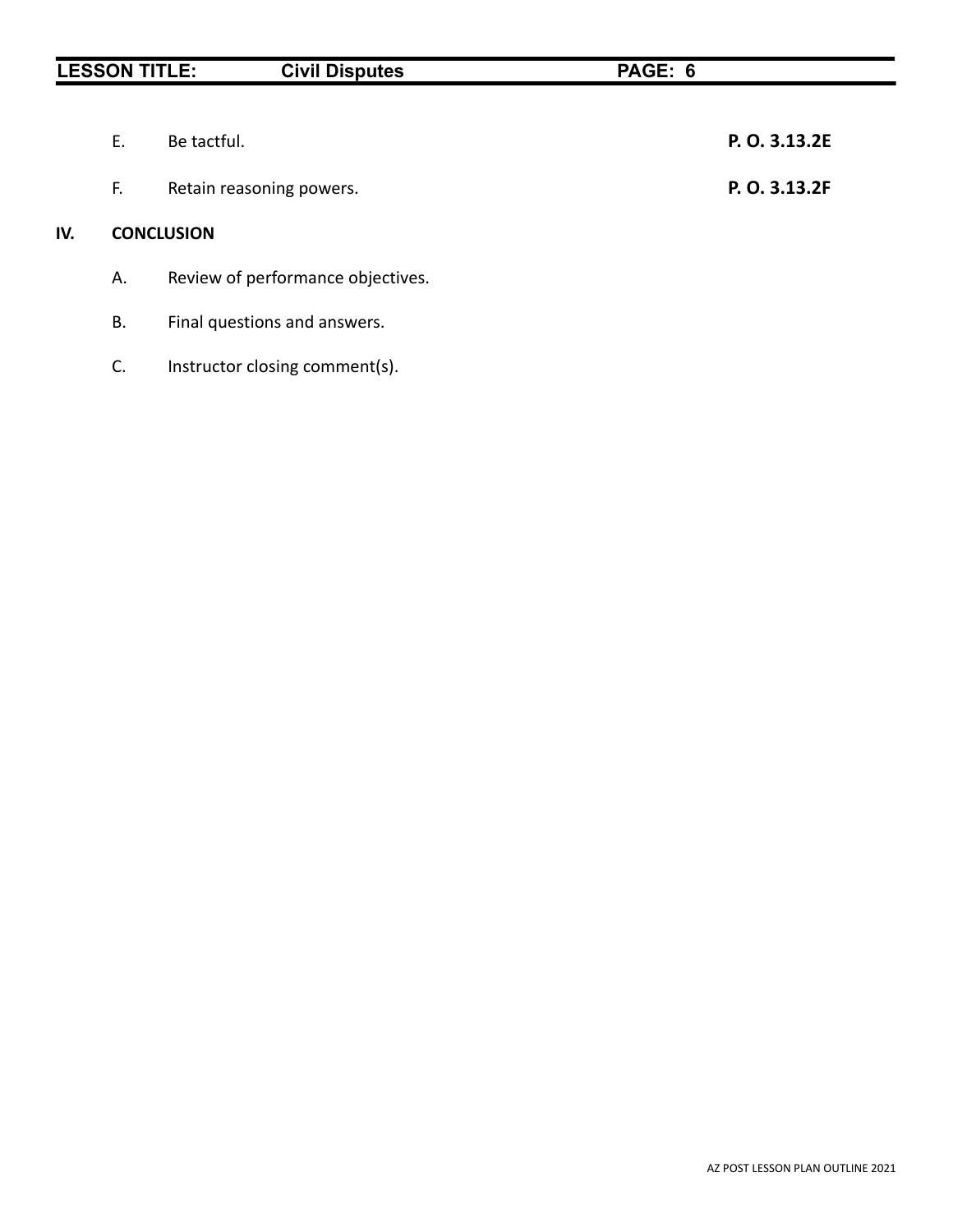E. Be tactful. **P. O. 3.13.2E**

F. Retain reasoning powers. **P. O. 3.13.2F**

## IV. CONCLUSION

A. Review of performance objectives.

B. Final questions and answers.

C. Instructor closing comment(s).